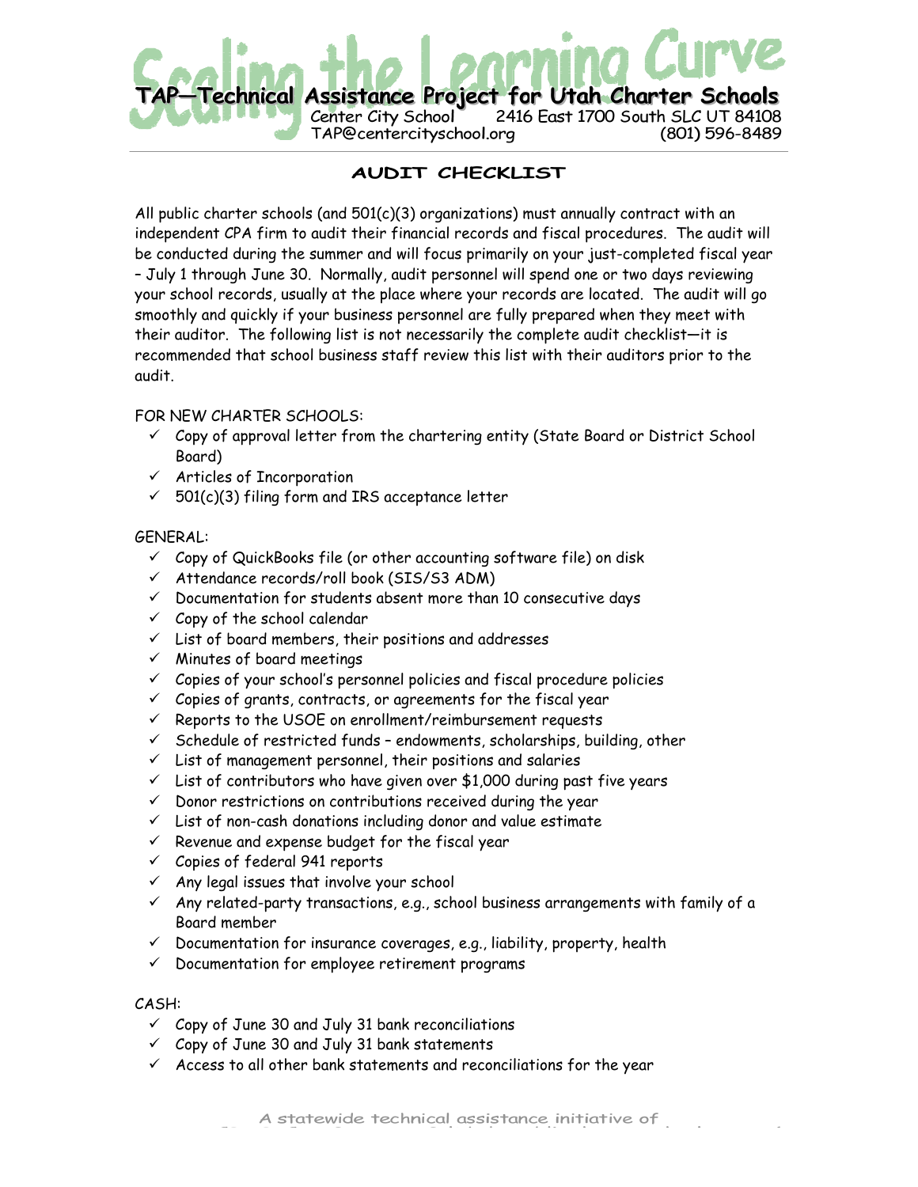# Scaling the Learning Curve

**TAP—Technical Assistance Project for Utah Charter Schools**

Center City School 2416 East 1700 South SLC UT 84108
TAP@centercityschool.org (801) 596-8489

## AUDIT CHECKLIST

All public charter schools (and 501(c)(3) organizations) must annually contract with an independent CPA firm to audit their financial records and fiscal procedures. The audit will be conducted during the summer and will focus primarily on your just-completed fiscal year – July 1 through June 30. Normally, audit personnel will spend one or two days reviewing your school records, usually at the place where your records are located. The audit will go smoothly and quickly if your business personnel are fully prepared when they meet with their auditor. The following list is not necessarily the complete audit checklist—it is recommended that school business staff review this list with their auditors prior to the audit.

FOR NEW CHARTER SCHOOLS:

- ✓ Copy of approval letter from the chartering entity (State Board or District School Board)
- ✓ Articles of Incorporation
- ✓ 501(c)(3) filing form and IRS acceptance letter

GENERAL:

- ✓ Copy of QuickBooks file (or other accounting software file) on disk
- ✓ Attendance records/roll book (SIS/S3 ADM)
- ✓ Documentation for students absent more than 10 consecutive days
- ✓ Copy of the school calendar
- ✓ List of board members, their positions and addresses
- ✓ Minutes of board meetings
- ✓ Copies of your school's personnel policies and fiscal procedure policies
- ✓ Copies of grants, contracts, or agreements for the fiscal year
- ✓ Reports to the USOE on enrollment/reimbursement requests
- ✓ Schedule of restricted funds – endowments, scholarships, building, other
- ✓ List of management personnel, their positions and salaries
- ✓ List of contributors who have given over $1,000 during past five years
- ✓ Donor restrictions on contributions received during the year
- ✓ List of non-cash donations including donor and value estimate
- ✓ Revenue and expense budget for the fiscal year
- ✓ Copies of federal 941 reports
- ✓ Any legal issues that involve your school
- ✓ Any related-party transactions, e.g., school business arrangements with family of a Board member
- ✓ Documentation for insurance coverages, e.g., liability, property, health
- ✓ Documentation for employee retirement programs

CASH:

- ✓ Copy of June 30 and July 31 bank reconciliations
- ✓ Copy of June 30 and July 31 bank statements
- ✓ Access to all other bank statements and reconciliations for the year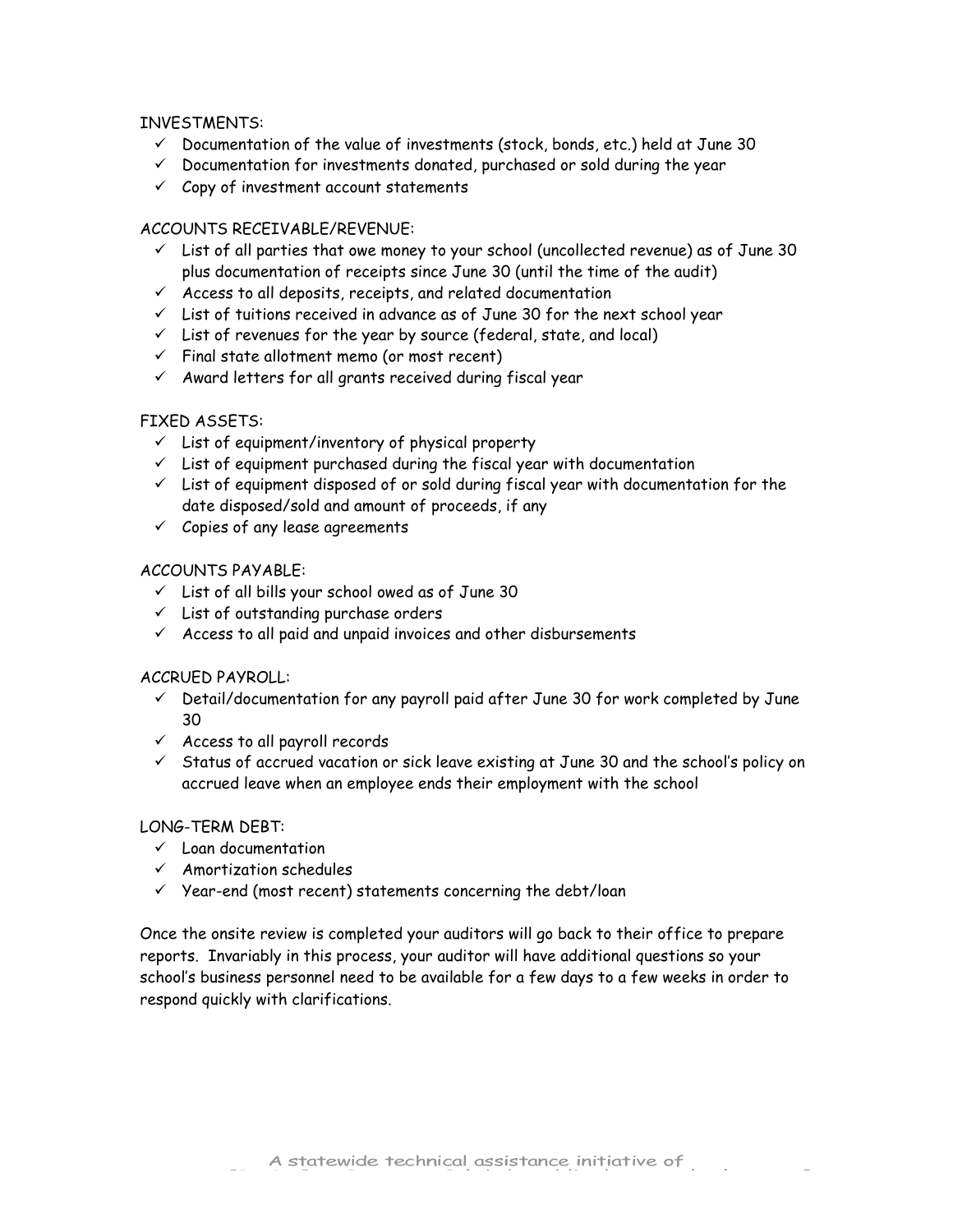INVESTMENTS:

- ✓ Documentation of the value of investments (stock, bonds, etc.) held at June 30
- ✓ Documentation for investments donated, purchased or sold during the year
- ✓ Copy of investment account statements

ACCOUNTS RECEIVABLE/REVENUE:

- ✓ List of all parties that owe money to your school (uncollected revenue) as of June 30 plus documentation of receipts since June 30 (until the time of the audit)
- ✓ Access to all deposits, receipts, and related documentation
- ✓ List of tuitions received in advance as of June 30 for the next school year
- ✓ List of revenues for the year by source (federal, state, and local)
- ✓ Final state allotment memo (or most recent)
- ✓ Award letters for all grants received during fiscal year

FIXED ASSETS:

- ✓ List of equipment/inventory of physical property
- ✓ List of equipment purchased during the fiscal year with documentation
- ✓ List of equipment disposed of or sold during fiscal year with documentation for the date disposed/sold and amount of proceeds, if any
- ✓ Copies of any lease agreements

ACCOUNTS PAYABLE:

- ✓ List of all bills your school owed as of June 30
- ✓ List of outstanding purchase orders
- ✓ Access to all paid and unpaid invoices and other disbursements

ACCRUED PAYROLL:

- ✓ Detail/documentation for any payroll paid after June 30 for work completed by June 30
- ✓ Access to all payroll records
- ✓ Status of accrued vacation or sick leave existing at June 30 and the school's policy on accrued leave when an employee ends their employment with the school

LONG-TERM DEBT:

- ✓ Loan documentation
- ✓ Amortization schedules
- ✓ Year-end (most recent) statements concerning the debt/loan

Once the onsite review is completed your auditors will go back to their office to prepare reports. Invariably in this process, your auditor will have additional questions so your school's business personnel need to be available for a few days to a few weeks in order to respond quickly with clarifications.